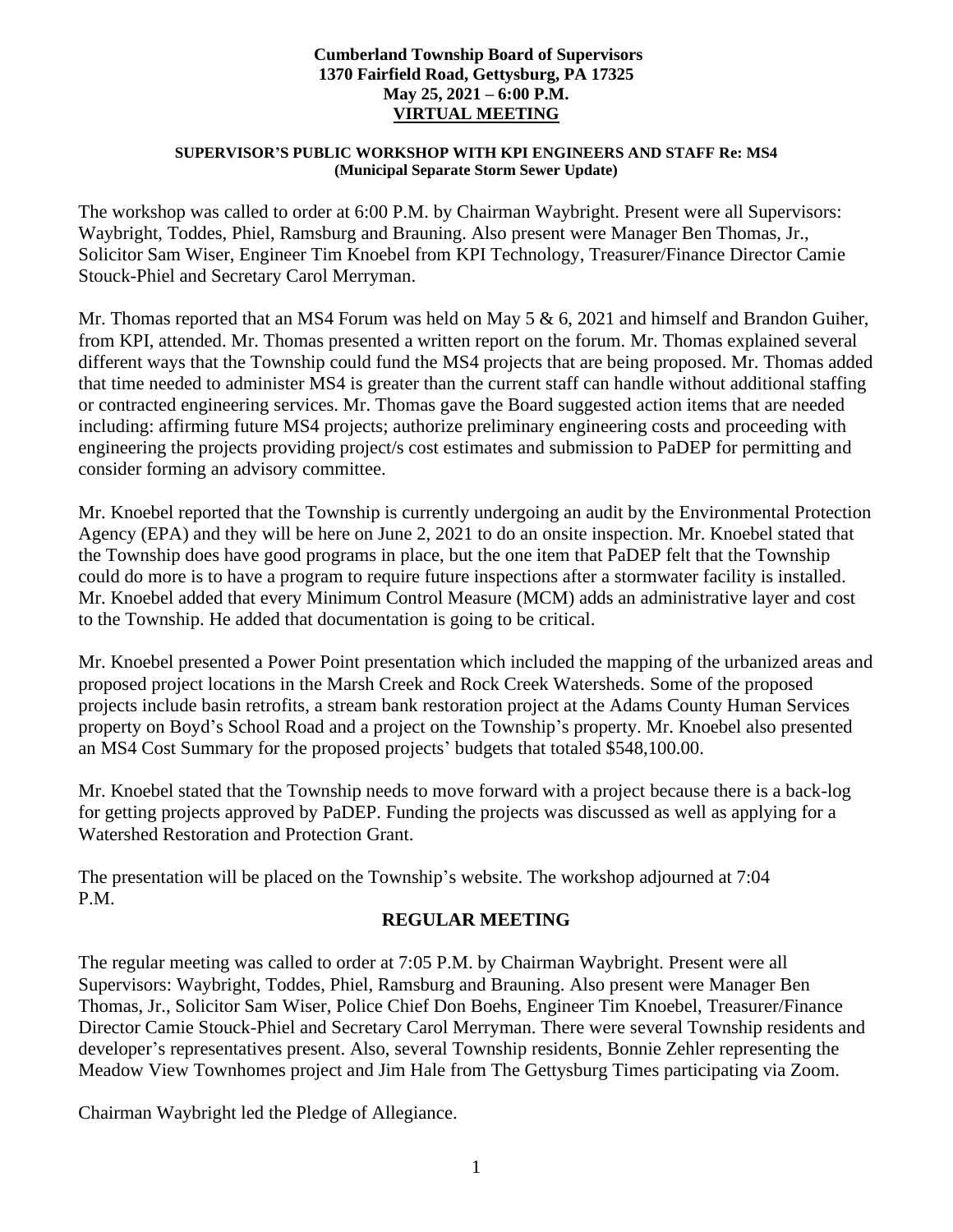**Cumberland Township Board of Supervisors**
**1370 Fairfield Road, Gettysburg, PA 17325**
**May 25, 2021 – 6:00 P.M.**
**VIRTUAL MEETING**

**SUPERVISOR'S PUBLIC WORKSHOP WITH KPI ENGINEERS AND STAFF Re: MS4 (Municipal Separate Storm Sewer Update)**

The workshop was called to order at 6:00 P.M. by Chairman Waybright. Present were all Supervisors: Waybright, Toddes, Phiel, Ramsburg and Brauning. Also present were Manager Ben Thomas, Jr., Solicitor Sam Wiser, Engineer Tim Knoebel from KPI Technology, Treasurer/Finance Director Camie Stouck-Phiel and Secretary Carol Merryman.

Mr. Thomas reported that an MS4 Forum was held on May 5 & 6, 2021 and himself and Brandon Guiher, from KPI, attended. Mr. Thomas presented a written report on the forum. Mr. Thomas explained several different ways that the Township could fund the MS4 projects that are being proposed. Mr. Thomas added that time needed to administer MS4 is greater than the current staff can handle without additional staffing or contracted engineering services. Mr. Thomas gave the Board suggested action items that are needed including: affirming future MS4 projects; authorize preliminary engineering costs and proceeding with engineering the projects providing project/s cost estimates and submission to PaDEP for permitting and consider forming an advisory committee.

Mr. Knoebel reported that the Township is currently undergoing an audit by the Environmental Protection Agency (EPA) and they will be here on June 2, 2021 to do an onsite inspection. Mr. Knoebel stated that the Township does have good programs in place, but the one item that PaDEP felt that the Township could do more is to have a program to require future inspections after a stormwater facility is installed. Mr. Knoebel added that every Minimum Control Measure (MCM) adds an administrative layer and cost to the Township. He added that documentation is going to be critical.

Mr. Knoebel presented a Power Point presentation which included the mapping of the urbanized areas and proposed project locations in the Marsh Creek and Rock Creek Watersheds. Some of the proposed projects include basin retrofits, a stream bank restoration project at the Adams County Human Services property on Boyd's School Road and a project on the Township's property. Mr. Knoebel also presented an MS4 Cost Summary for the proposed projects' budgets that totaled $548,100.00.

Mr. Knoebel stated that the Township needs to move forward with a project because there is a back-log for getting projects approved by PaDEP. Funding the projects was discussed as well as applying for a Watershed Restoration and Protection Grant.

The presentation will be placed on the Township's website. The workshop adjourned at 7:04 P.M.

## REGULAR MEETING

The regular meeting was called to order at 7:05 P.M. by Chairman Waybright. Present were all Supervisors: Waybright, Toddes, Phiel, Ramsburg and Brauning. Also present were Manager Ben Thomas, Jr., Solicitor Sam Wiser, Police Chief Don Boehs, Engineer Tim Knoebel, Treasurer/Finance Director Camie Stouck-Phiel and Secretary Carol Merryman. There were several Township residents and developer's representatives present. Also, several Township residents, Bonnie Zehler representing the Meadow View Townhomes project and Jim Hale from The Gettysburg Times participating via Zoom.

Chairman Waybright led the Pledge of Allegiance.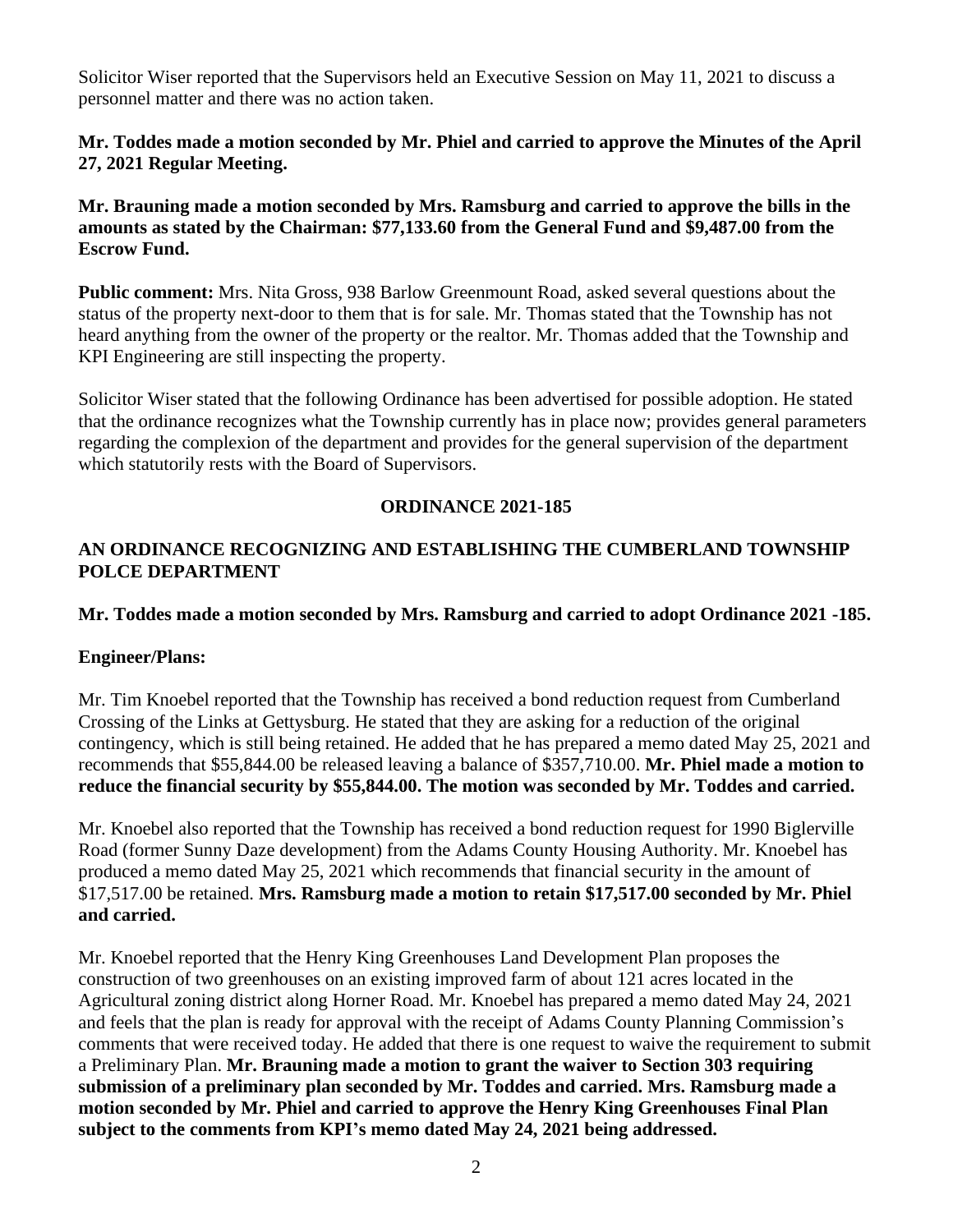Solicitor Wiser reported that the Supervisors held an Executive Session on May 11, 2021 to discuss a personnel matter and there was no action taken.

**Mr. Toddes made a motion seconded by Mr. Phiel and carried to approve the Minutes of the April 27, 2021 Regular Meeting.**

**Mr. Brauning made a motion seconded by Mrs. Ramsburg and carried to approve the bills in the amounts as stated by the Chairman: $77,133.60 from the General Fund and $9,487.00 from the Escrow Fund.**

**Public comment:** Mrs. Nita Gross, 938 Barlow Greenmount Road, asked several questions about the status of the property next-door to them that is for sale. Mr. Thomas stated that the Township has not heard anything from the owner of the property or the realtor. Mr. Thomas added that the Township and KPI Engineering are still inspecting the property.

Solicitor Wiser stated that the following Ordinance has been advertised for possible adoption. He stated that the ordinance recognizes what the Township currently has in place now; provides general parameters regarding the complexion of the department and provides for the general supervision of the department which statutorily rests with the Board of Supervisors.

**ORDINANCE 2021-185**

**AN ORDINANCE RECOGNIZING AND ESTABLISHING THE CUMBERLAND TOWNSHIP POLCE DEPARTMENT**

**Mr. Toddes made a motion seconded by Mrs. Ramsburg and carried to adopt Ordinance 2021 -185.**

**Engineer/Plans:**

Mr. Tim Knoebel reported that the Township has received a bond reduction request from Cumberland Crossing of the Links at Gettysburg. He stated that they are asking for a reduction of the original contingency, which is still being retained. He added that he has prepared a memo dated May 25, 2021 and recommends that $55,844.00 be released leaving a balance of $357,710.00. **Mr. Phiel made a motion to reduce the financial security by $55,844.00. The motion was seconded by Mr. Toddes and carried.**

Mr. Knoebel also reported that the Township has received a bond reduction request for 1990 Biglerville Road (former Sunny Daze development) from the Adams County Housing Authority. Mr. Knoebel has produced a memo dated May 25, 2021 which recommends that financial security in the amount of $17,517.00 be retained. **Mrs. Ramsburg made a motion to retain $17,517.00 seconded by Mr. Phiel and carried.**

Mr. Knoebel reported that the Henry King Greenhouses Land Development Plan proposes the construction of two greenhouses on an existing improved farm of about 121 acres located in the Agricultural zoning district along Horner Road. Mr. Knoebel has prepared a memo dated May 24, 2021 and feels that the plan is ready for approval with the receipt of Adams County Planning Commission's comments that were received today. He added that there is one request to waive the requirement to submit a Preliminary Plan. **Mr. Brauning made a motion to grant the waiver to Section 303 requiring submission of a preliminary plan seconded by Mr. Toddes and carried. Mrs. Ramsburg made a motion seconded by Mr. Phiel and carried to approve the Henry King Greenhouses Final Plan subject to the comments from KPI's memo dated May 24, 2021 being addressed.**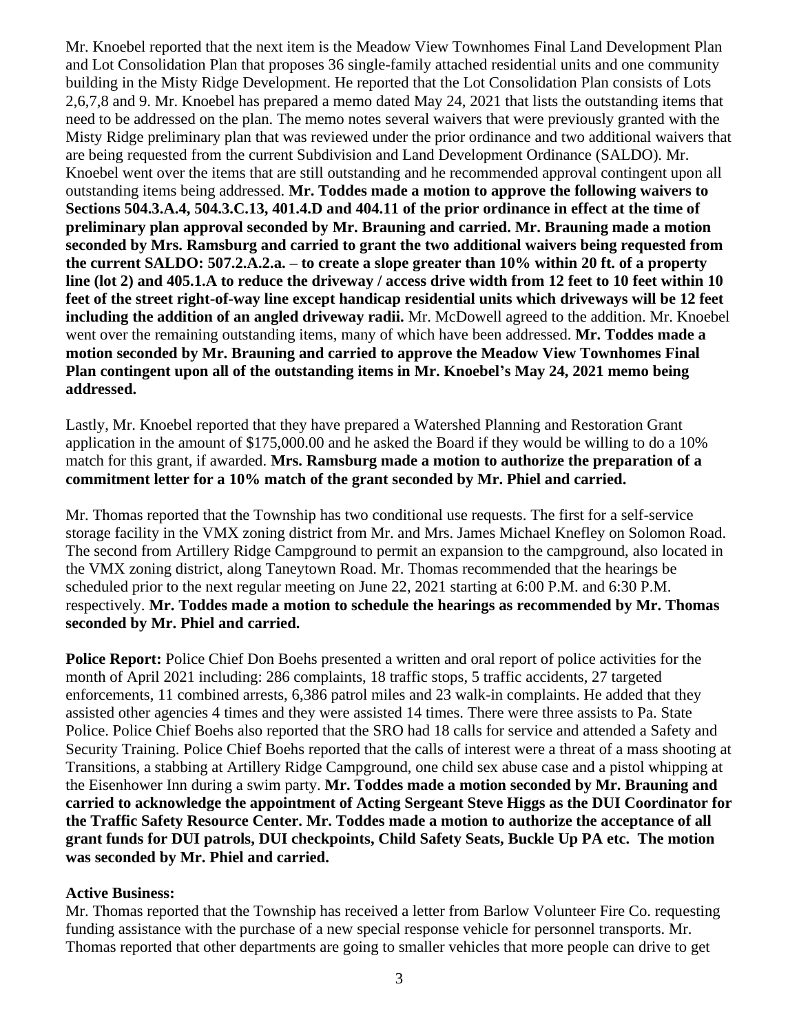Mr. Knoebel reported that the next item is the Meadow View Townhomes Final Land Development Plan and Lot Consolidation Plan that proposes 36 single-family attached residential units and one community building in the Misty Ridge Development. He reported that the Lot Consolidation Plan consists of Lots 2,6,7,8 and 9. Mr. Knoebel has prepared a memo dated May 24, 2021 that lists the outstanding items that need to be addressed on the plan. The memo notes several waivers that were previously granted with the Misty Ridge preliminary plan that was reviewed under the prior ordinance and two additional waivers that are being requested from the current Subdivision and Land Development Ordinance (SALDO). Mr. Knoebel went over the items that are still outstanding and he recommended approval contingent upon all outstanding items being addressed. **Mr. Toddes made a motion to approve the following waivers to Sections 504.3.A.4, 504.3.C.13, 401.4.D and 404.11 of the prior ordinance in effect at the time of preliminary plan approval seconded by Mr. Brauning and carried. Mr. Brauning made a motion seconded by Mrs. Ramsburg and carried to grant the two additional waivers being requested from the current SALDO: 507.2.A.2.a. – to create a slope greater than 10% within 20 ft. of a property line (lot 2) and 405.1.A to reduce the driveway / access drive width from 12 feet to 10 feet within 10 feet of the street right-of-way line except handicap residential units which driveways will be 12 feet including the addition of an angled driveway radii.** Mr. McDowell agreed to the addition. Mr. Knoebel went over the remaining outstanding items, many of which have been addressed. **Mr. Toddes made a motion seconded by Mr. Brauning and carried to approve the Meadow View Townhomes Final Plan contingent upon all of the outstanding items in Mr. Knoebel's May 24, 2021 memo being addressed.**

Lastly, Mr. Knoebel reported that they have prepared a Watershed Planning and Restoration Grant application in the amount of $175,000.00 and he asked the Board if they would be willing to do a 10% match for this grant, if awarded. **Mrs. Ramsburg made a motion to authorize the preparation of a commitment letter for a 10% match of the grant seconded by Mr. Phiel and carried.**

Mr. Thomas reported that the Township has two conditional use requests. The first for a self-service storage facility in the VMX zoning district from Mr. and Mrs. James Michael Knefley on Solomon Road. The second from Artillery Ridge Campground to permit an expansion to the campground, also located in the VMX zoning district, along Taneytown Road. Mr. Thomas recommended that the hearings be scheduled prior to the next regular meeting on June 22, 2021 starting at 6:00 P.M. and 6:30 P.M. respectively. **Mr. Toddes made a motion to schedule the hearings as recommended by Mr. Thomas seconded by Mr. Phiel and carried.**

**Police Report:** Police Chief Don Boehs presented a written and oral report of police activities for the month of April 2021 including: 286 complaints, 18 traffic stops, 5 traffic accidents, 27 targeted enforcements, 11 combined arrests, 6,386 patrol miles and 23 walk-in complaints. He added that they assisted other agencies 4 times and they were assisted 14 times. There were three assists to Pa. State Police. Police Chief Boehs also reported that the SRO had 18 calls for service and attended a Safety and Security Training. Police Chief Boehs reported that the calls of interest were a threat of a mass shooting at Transitions, a stabbing at Artillery Ridge Campground, one child sex abuse case and a pistol whipping at the Eisenhower Inn during a swim party. **Mr. Toddes made a motion seconded by Mr. Brauning and carried to acknowledge the appointment of Acting Sergeant Steve Higgs as the DUI Coordinator for the Traffic Safety Resource Center. Mr. Toddes made a motion to authorize the acceptance of all grant funds for DUI patrols, DUI checkpoints, Child Safety Seats, Buckle Up PA etc. The motion was seconded by Mr. Phiel and carried.**

**Active Business:**

Mr. Thomas reported that the Township has received a letter from Barlow Volunteer Fire Co. requesting funding assistance with the purchase of a new special response vehicle for personnel transports. Mr. Thomas reported that other departments are going to smaller vehicles that more people can drive to get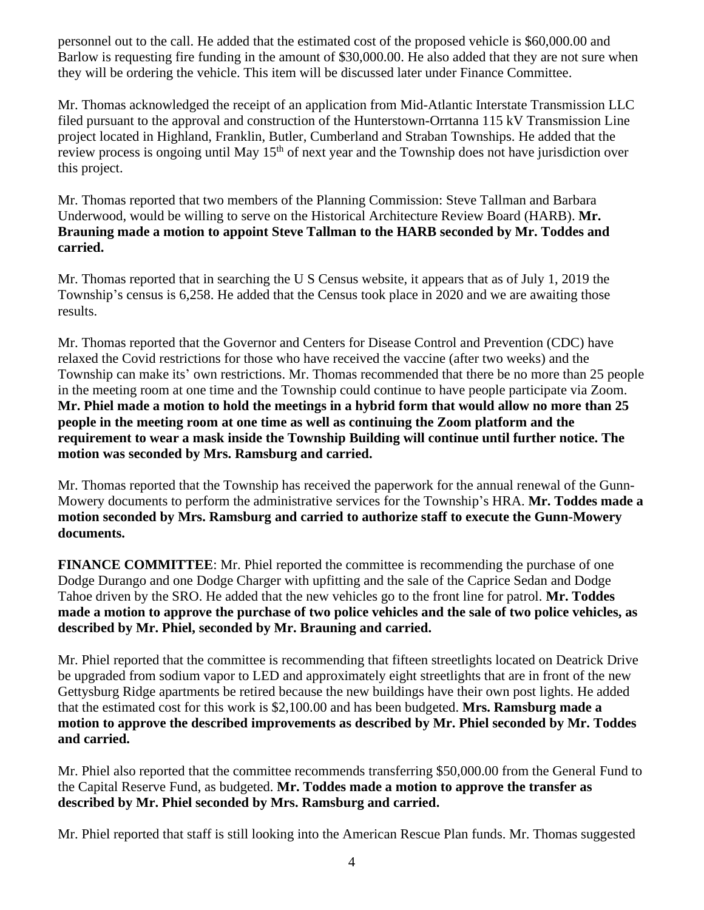personnel out to the call. He added that the estimated cost of the proposed vehicle is $60,000.00 and Barlow is requesting fire funding in the amount of $30,000.00. He also added that they are not sure when they will be ordering the vehicle. This item will be discussed later under Finance Committee.

Mr. Thomas acknowledged the receipt of an application from Mid-Atlantic Interstate Transmission LLC filed pursuant to the approval and construction of the Hunterstown-Orrtanna 115 kV Transmission Line project located in Highland, Franklin, Butler, Cumberland and Straban Townships. He added that the review process is ongoing until May 15th of next year and the Township does not have jurisdiction over this project.

Mr. Thomas reported that two members of the Planning Commission: Steve Tallman and Barbara Underwood, would be willing to serve on the Historical Architecture Review Board (HARB). **Mr. Brauning made a motion to appoint Steve Tallman to the HARB seconded by Mr. Toddes and carried.**

Mr. Thomas reported that in searching the U S Census website, it appears that as of July 1, 2019 the Township's census is 6,258. He added that the Census took place in 2020 and we are awaiting those results.

Mr. Thomas reported that the Governor and Centers for Disease Control and Prevention (CDC) have relaxed the Covid restrictions for those who have received the vaccine (after two weeks) and the Township can make its' own restrictions. Mr. Thomas recommended that there be no more than 25 people in the meeting room at one time and the Township could continue to have people participate via Zoom. **Mr. Phiel made a motion to hold the meetings in a hybrid form that would allow no more than 25 people in the meeting room at one time as well as continuing the Zoom platform and the requirement to wear a mask inside the Township Building will continue until further notice. The motion was seconded by Mrs. Ramsburg and carried.**

Mr. Thomas reported that the Township has received the paperwork for the annual renewal of the Gunn-Mowery documents to perform the administrative services for the Township's HRA. **Mr. Toddes made a motion seconded by Mrs. Ramsburg and carried to authorize staff to execute the Gunn-Mowery documents.**

**FINANCE COMMITTEE**: Mr. Phiel reported the committee is recommending the purchase of one Dodge Durango and one Dodge Charger with upfitting and the sale of the Caprice Sedan and Dodge Tahoe driven by the SRO. He added that the new vehicles go to the front line for patrol. **Mr. Toddes made a motion to approve the purchase of two police vehicles and the sale of two police vehicles, as described by Mr. Phiel, seconded by Mr. Brauning and carried.**

Mr. Phiel reported that the committee is recommending that fifteen streetlights located on Deatrick Drive be upgraded from sodium vapor to LED and approximately eight streetlights that are in front of the new Gettysburg Ridge apartments be retired because the new buildings have their own post lights. He added that the estimated cost for this work is $2,100.00 and has been budgeted. **Mrs. Ramsburg made a motion to approve the described improvements as described by Mr. Phiel seconded by Mr. Toddes and carried.**

Mr. Phiel also reported that the committee recommends transferring $50,000.00 from the General Fund to the Capital Reserve Fund, as budgeted. **Mr. Toddes made a motion to approve the transfer as described by Mr. Phiel seconded by Mrs. Ramsburg and carried.**

Mr. Phiel reported that staff is still looking into the American Rescue Plan funds. Mr. Thomas suggested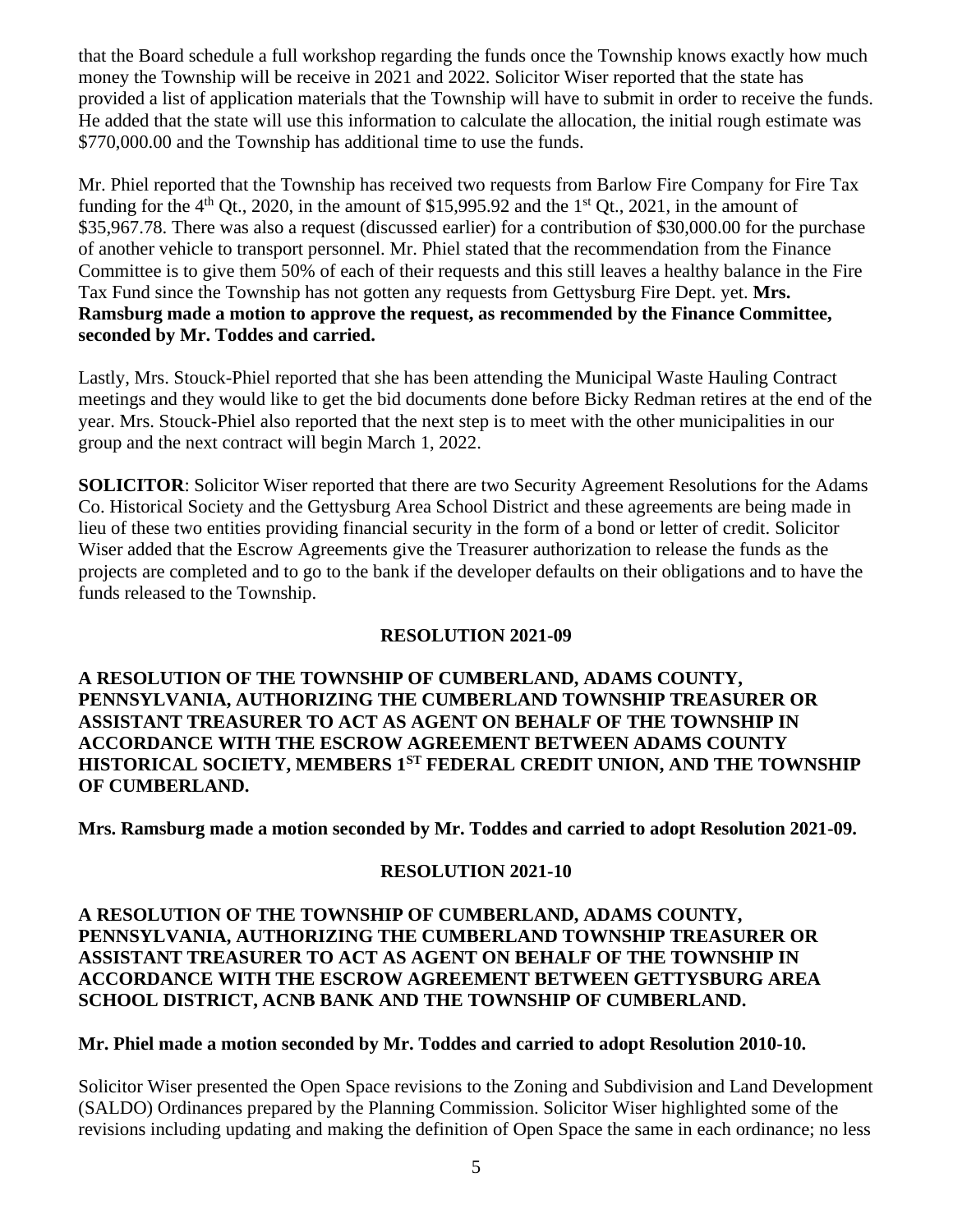that the Board schedule a full workshop regarding the funds once the Township knows exactly how much money the Township will be receive in 2021 and 2022. Solicitor Wiser reported that the state has provided a list of application materials that the Township will have to submit in order to receive the funds. He added that the state will use this information to calculate the allocation, the initial rough estimate was \$770,000.00 and the Township has additional time to use the funds.

Mr. Phiel reported that the Township has received two requests from Barlow Fire Company for Fire Tax funding for the 4th Qt., 2020, in the amount of \$15,995.92 and the 1st Qt., 2021, in the amount of \$35,967.78. There was also a request (discussed earlier) for a contribution of \$30,000.00 for the purchase of another vehicle to transport personnel. Mr. Phiel stated that the recommendation from the Finance Committee is to give them 50% of each of their requests and this still leaves a healthy balance in the Fire Tax Fund since the Township has not gotten any requests from Gettysburg Fire Dept. yet. **Mrs. Ramsburg made a motion to approve the request, as recommended by the Finance Committee, seconded by Mr. Toddes and carried.**

Lastly, Mrs. Stouck-Phiel reported that she has been attending the Municipal Waste Hauling Contract meetings and they would like to get the bid documents done before Bicky Redman retires at the end of the year. Mrs. Stouck-Phiel also reported that the next step is to meet with the other municipalities in our group and the next contract will begin March 1, 2022.

**SOLICITOR**: Solicitor Wiser reported that there are two Security Agreement Resolutions for the Adams Co. Historical Society and the Gettysburg Area School District and these agreements are being made in lieu of these two entities providing financial security in the form of a bond or letter of credit. Solicitor Wiser added that the Escrow Agreements give the Treasurer authorization to release the funds as the projects are completed and to go to the bank if the developer defaults on their obligations and to have the funds released to the Township.

**RESOLUTION 2021-09**

**A RESOLUTION OF THE TOWNSHIP OF CUMBERLAND, ADAMS COUNTY, PENNSYLVANIA, AUTHORIZING THE CUMBERLAND TOWNSHIP TREASURER OR ASSISTANT TREASURER TO ACT AS AGENT ON BEHALF OF THE TOWNSHIP IN ACCORDANCE WITH THE ESCROW AGREEMENT BETWEEN ADAMS COUNTY HISTORICAL SOCIETY, MEMBERS 1ST FEDERAL CREDIT UNION, AND THE TOWNSHIP OF CUMBERLAND.**

**Mrs. Ramsburg made a motion seconded by Mr. Toddes and carried to adopt Resolution 2021-09.**

**RESOLUTION 2021-10**

**A RESOLUTION OF THE TOWNSHIP OF CUMBERLAND, ADAMS COUNTY, PENNSYLVANIA, AUTHORIZING THE CUMBERLAND TOWNSHIP TREASURER OR ASSISTANT TREASURER TO ACT AS AGENT ON BEHALF OF THE TOWNSHIP IN ACCORDANCE WITH THE ESCROW AGREEMENT BETWEEN GETTYSBURG AREA SCHOOL DISTRICT, ACNB BANK AND THE TOWNSHIP OF CUMBERLAND.**

**Mr. Phiel made a motion seconded by Mr. Toddes and carried to adopt Resolution 2010-10.**

Solicitor Wiser presented the Open Space revisions to the Zoning and Subdivision and Land Development (SALDO) Ordinances prepared by the Planning Commission. Solicitor Wiser highlighted some of the revisions including updating and making the definition of Open Space the same in each ordinance; no less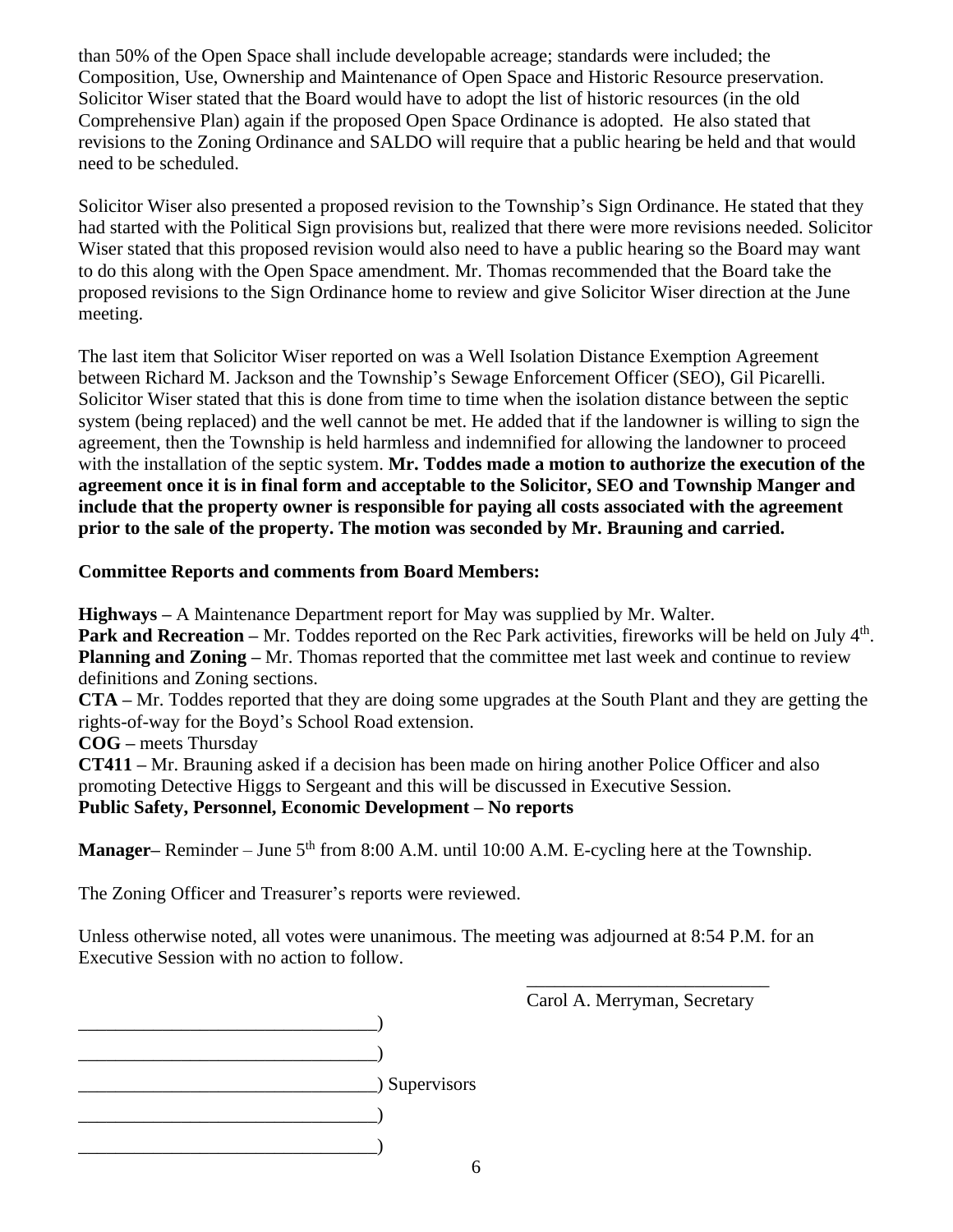than 50% of the Open Space shall include developable acreage; standards were included; the Composition, Use, Ownership and Maintenance of Open Space and Historic Resource preservation. Solicitor Wiser stated that the Board would have to adopt the list of historic resources (in the old Comprehensive Plan) again if the proposed Open Space Ordinance is adopted. He also stated that revisions to the Zoning Ordinance and SALDO will require that a public hearing be held and that would need to be scheduled.

Solicitor Wiser also presented a proposed revision to the Township's Sign Ordinance. He stated that they had started with the Political Sign provisions but, realized that there were more revisions needed. Solicitor Wiser stated that this proposed revision would also need to have a public hearing so the Board may want to do this along with the Open Space amendment. Mr. Thomas recommended that the Board take the proposed revisions to the Sign Ordinance home to review and give Solicitor Wiser direction at the June meeting.

The last item that Solicitor Wiser reported on was a Well Isolation Distance Exemption Agreement between Richard M. Jackson and the Township's Sewage Enforcement Officer (SEO), Gil Picarelli. Solicitor Wiser stated that this is done from time to time when the isolation distance between the septic system (being replaced) and the well cannot be met. He added that if the landowner is willing to sign the agreement, then the Township is held harmless and indemnified for allowing the landowner to proceed with the installation of the septic system. **Mr. Toddes made a motion to authorize the execution of the agreement once it is in final form and acceptable to the Solicitor, SEO and Township Manger and include that the property owner is responsible for paying all costs associated with the agreement prior to the sale of the property. The motion was seconded by Mr. Brauning and carried.**

**Committee Reports and comments from Board Members:**

**Highways –** A Maintenance Department report for May was supplied by Mr. Walter.
**Park and Recreation –** Mr. Toddes reported on the Rec Park activities, fireworks will be held on July 4th.
**Planning and Zoning –** Mr. Thomas reported that the committee met last week and continue to review definitions and Zoning sections.
**CTA –** Mr. Toddes reported that they are doing some upgrades at the South Plant and they are getting the rights-of-way for the Boyd's School Road extension.
**COG –** meets Thursday
**CT411 –** Mr. Brauning asked if a decision has been made on hiring another Police Officer and also promoting Detective Higgs to Sergeant and this will be discussed in Executive Session.
**Public Safety, Personnel, Economic Development – No reports**

**Manager**– Reminder – June 5th from 8:00 A.M. until 10:00 A.M. E-cycling here at the Township.

The Zoning Officer and Treasurer's reports were reviewed.

Unless otherwise noted, all votes were unanimous. The meeting was adjourned at 8:54 P.M. for an Executive Session with no action to follow.

\_\_\_\_\_\_\_\_\_\_\_\_\_\_\_\_\_\_\_\_\_\_\_\_\_\_
Carol A. Merryman, Secretary

\_\_\_\_\_\_\_\_\_\_\_\_\_\_\_\_\_\_\_\_\_\_\_\_\_\_\_\_\_\_\_\_)
\_\_\_\_\_\_\_\_\_\_\_\_\_\_\_\_\_\_\_\_\_\_\_\_\_\_\_\_\_\_\_\_)
\_\_\_\_\_\_\_\_\_\_\_\_\_\_\_\_\_\_\_\_\_\_\_\_\_\_\_\_\_\_\_\_) Supervisors
\_\_\_\_\_\_\_\_\_\_\_\_\_\_\_\_\_\_\_\_\_\_\_\_\_\_\_\_\_\_\_\_)
\_\_\_\_\_\_\_\_\_\_\_\_\_\_\_\_\_\_\_\_\_\_\_\_\_\_\_\_\_\_\_\_)